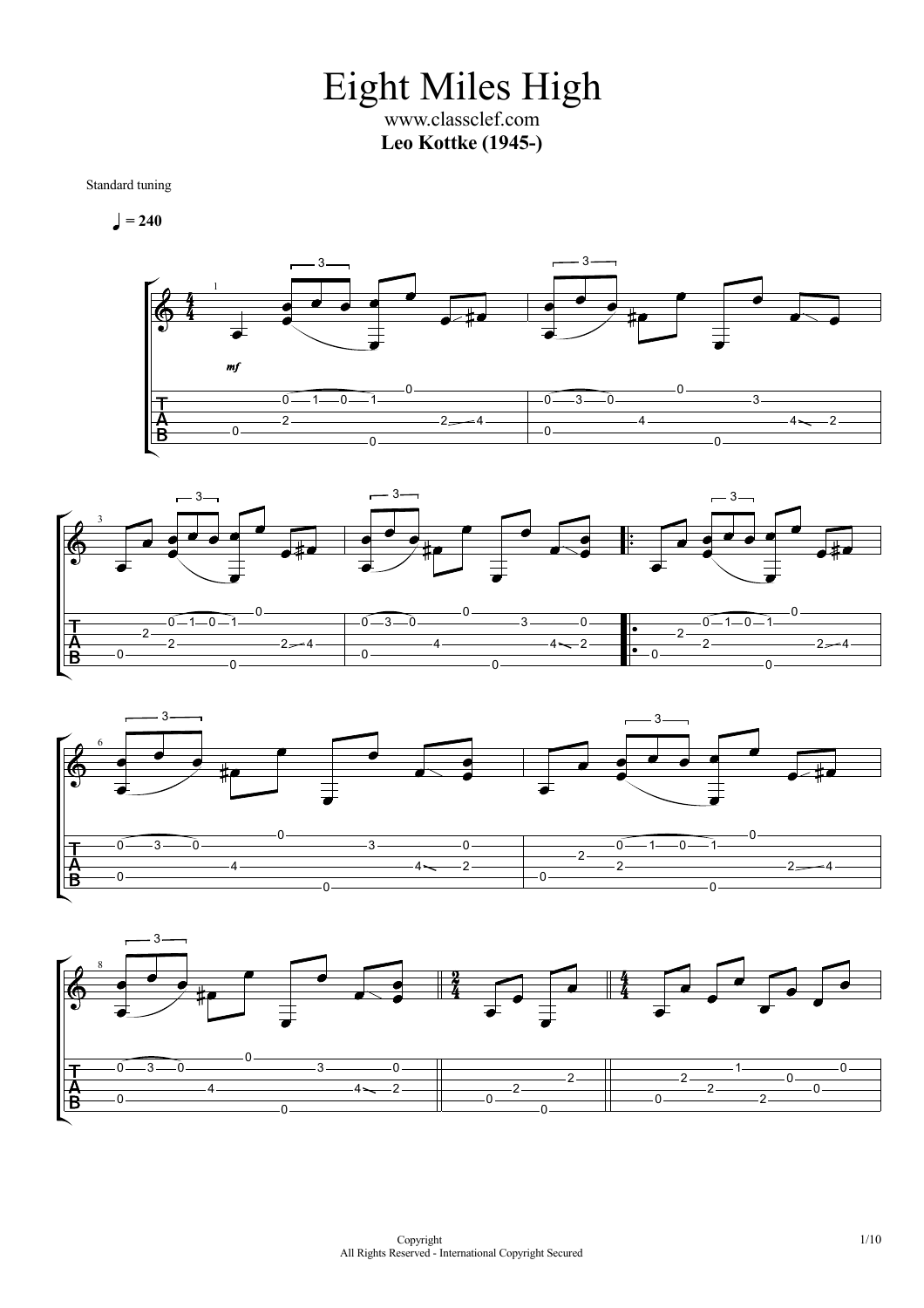# Eight Miles High

www.classclef.com

**Leo Kottke (1945-)**

Standard tuning

♩ = 240